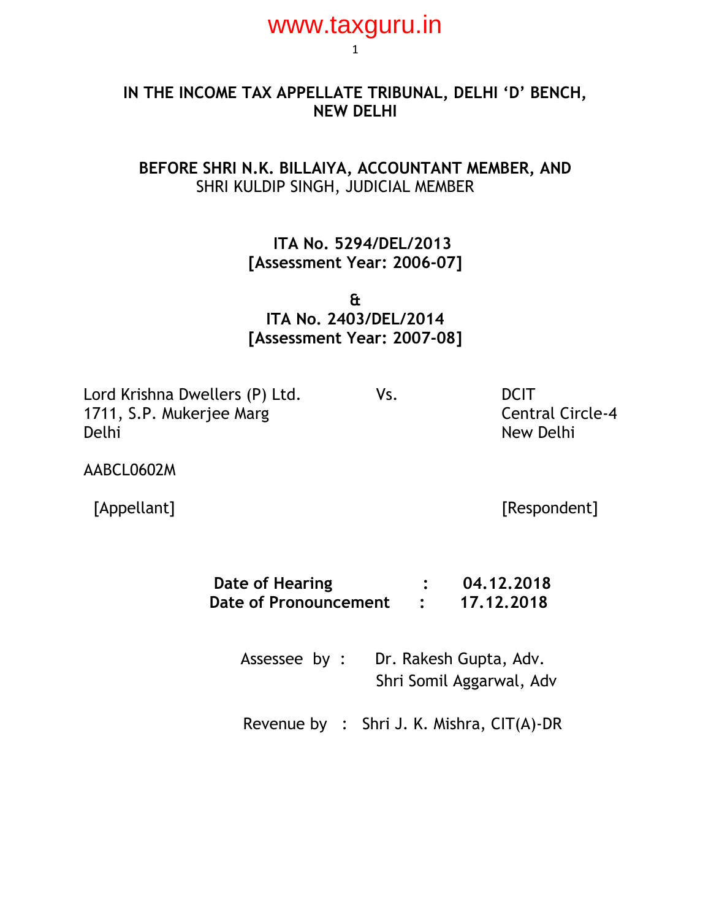**IN THE INCOME TAX APPELLATE TRIBUNAL, DELHI 'D' BENCH, NEW DELHI**

**BEFORE SHRI N.K. BILLAIYA, ACCOUNTANT MEMBER, AND**
SHRI KULDIP SINGH, JUDICIAL MEMBER

**ITA No. 5294/DEL/2013**
**[Assessment Year: 2006-07]**

**&**

**ITA No. 2403/DEL/2014**
**[Assessment Year: 2007-08]**

| | | |
|---|---|---|
| Lord Krishna Dwellers (P) Ltd.<br>1711, S.P. Mukerjee Marg<br>Delhi | Vs. | DCIT<br>Central Circle-4<br>New Delhi |
| AABCL0602M | | |
| [Appellant] | | [Respondent] |

| | | |
|---|---|---|
| **Date of Hearing** | **:** | **04.12.2018** |
| **Date of Pronouncement** | **:** | **17.12.2018** |

Assessee by : Dr. Rakesh Gupta, Adv.
Shri Somil Aggarwal, Adv

Revenue by : Shri J. K. Mishra, CIT(A)-DR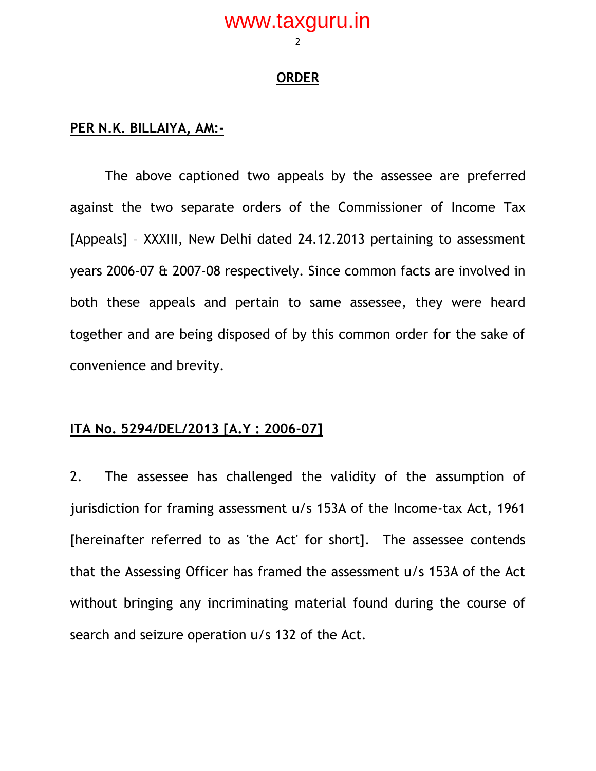## ORDER

**PER N.K. BILLAIYA, AM:-**

The above captioned two appeals by the assessee are preferred against the two separate orders of the Commissioner of Income Tax [Appeals] – XXXIII, New Delhi dated 24.12.2013 pertaining to assessment years 2006-07 & 2007-08 respectively. Since common facts are involved in both these appeals and pertain to same assessee, they were heard together and are being disposed of by this common order for the sake of convenience and brevity.

**ITA No. 5294/DEL/2013 [A.Y : 2006-07]**

2. The assessee has challenged the validity of the assumption of jurisdiction for framing assessment u/s 153A of the Income-tax Act, 1961 [hereinafter referred to as 'the Act' for short]. The assessee contends that the Assessing Officer has framed the assessment u/s 153A of the Act without bringing any incriminating material found during the course of search and seizure operation u/s 132 of the Act.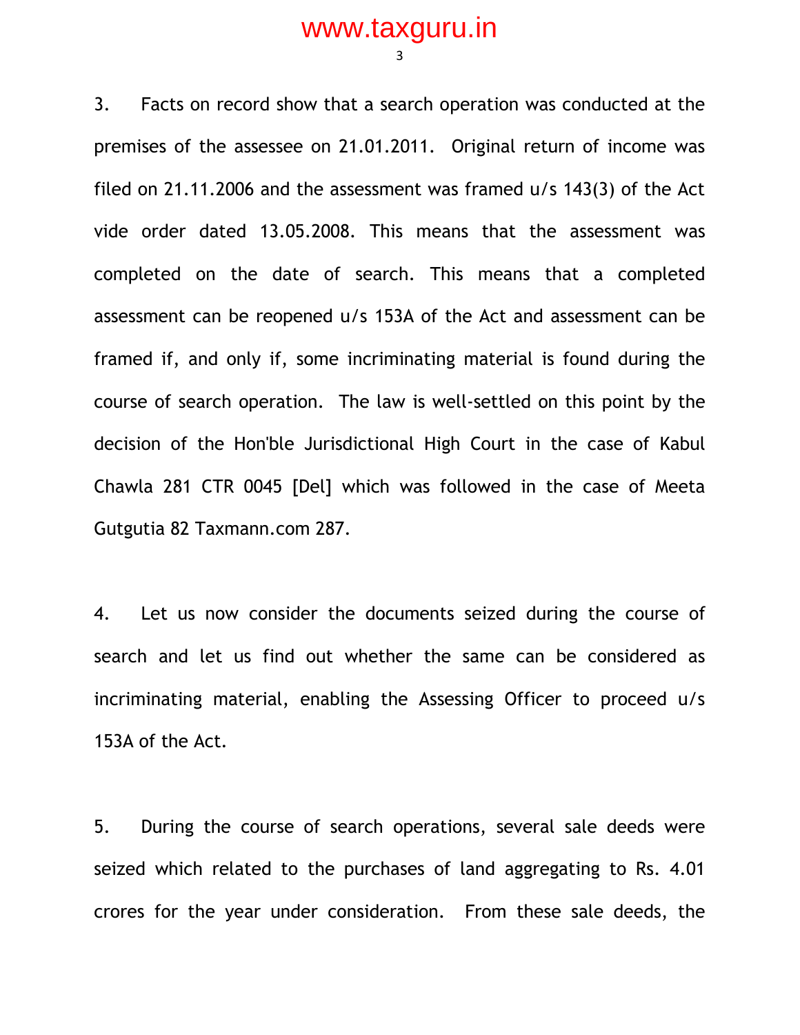3. Facts on record show that a search operation was conducted at the premises of the assessee on 21.01.2011. Original return of income was filed on 21.11.2006 and the assessment was framed u/s 143(3) of the Act vide order dated 13.05.2008. This means that the assessment was completed on the date of search. This means that a completed assessment can be reopened u/s 153A of the Act and assessment can be framed if, and only if, some incriminating material is found during the course of search operation. The law is well-settled on this point by the decision of the Hon'ble Jurisdictional High Court in the case of Kabul Chawla 281 CTR 0045 [Del] which was followed in the case of Meeta Gutgutia 82 Taxmann.com 287.

4. Let us now consider the documents seized during the course of search and let us find out whether the same can be considered as incriminating material, enabling the Assessing Officer to proceed u/s 153A of the Act.

5. During the course of search operations, several sale deeds were seized which related to the purchases of land aggregating to Rs. 4.01 crores for the year under consideration. From these sale deeds, the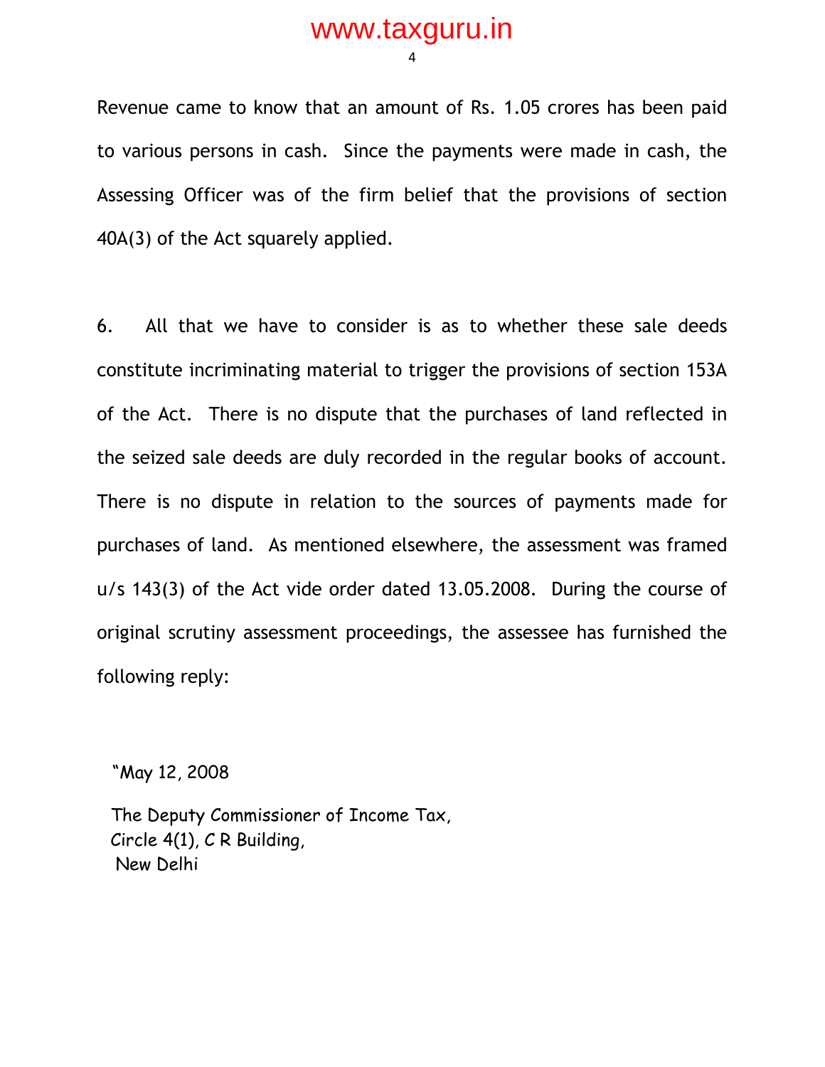Revenue came to know that an amount of Rs. 1.05 crores has been paid to various persons in cash. Since the payments were made in cash, the Assessing Officer was of the firm belief that the provisions of section 40A(3) of the Act squarely applied.

6. All that we have to consider is as to whether these sale deeds constitute incriminating material to trigger the provisions of section 153A of the Act. There is no dispute that the purchases of land reflected in the seized sale deeds are duly recorded in the regular books of account. There is no dispute in relation to the sources of payments made for purchases of land. As mentioned elsewhere, the assessment was framed u/s 143(3) of the Act vide order dated 13.05.2008. During the course of original scrutiny assessment proceedings, the assessee has furnished the following reply:

"May 12, 2008

The Deputy Commissioner of Income Tax,
Circle 4(1), C R Building,
New Delhi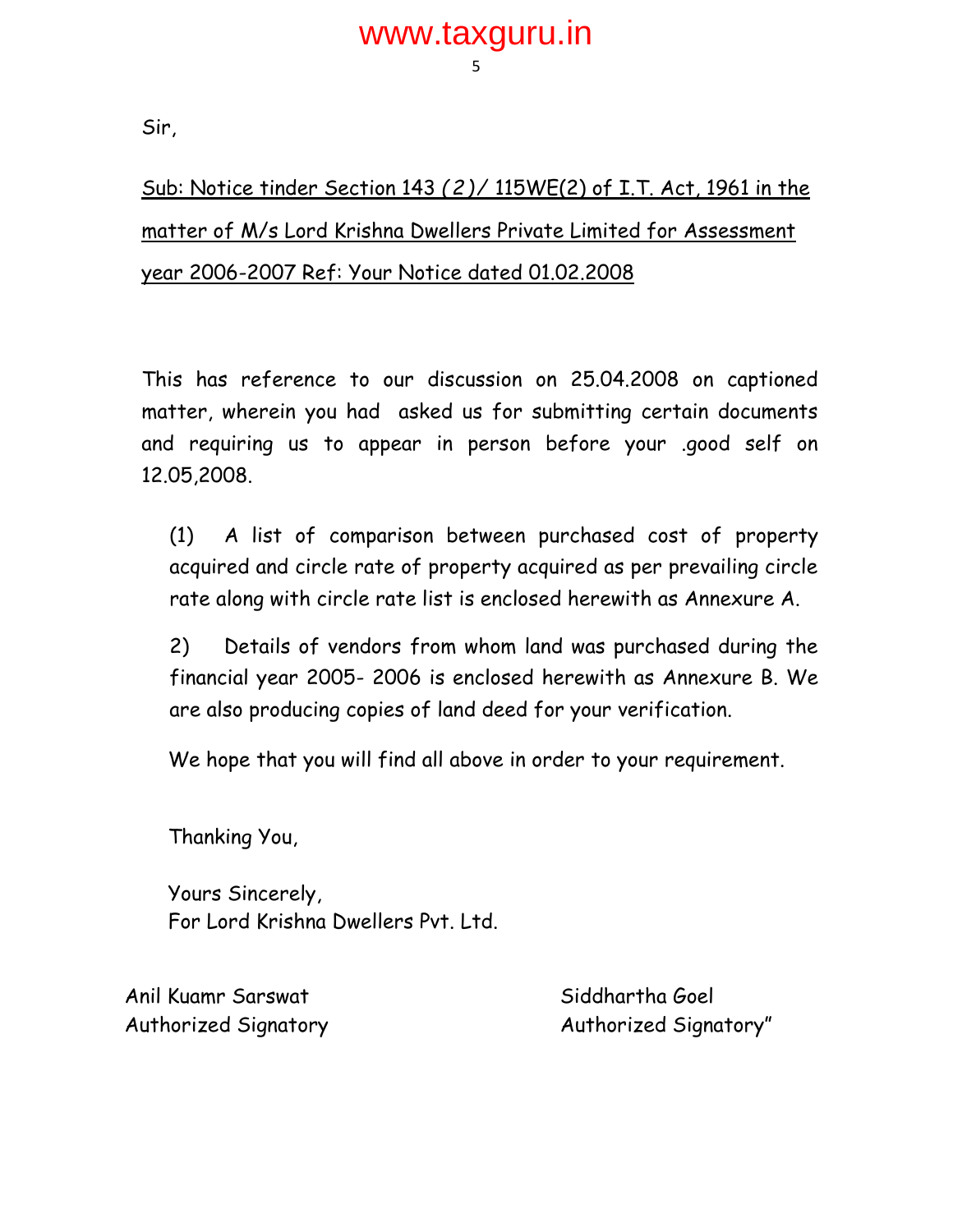Sir,

Sub: Notice tinder Section 143 (2)/ 115WE(2) of I.T. Act, 1961 in the matter of M/s Lord Krishna Dwellers Private Limited for Assessment year 2006-2007 Ref: Your Notice dated 01.02.2008

This has reference to our discussion on 25.04.2008 on captioned matter, wherein you had asked us for submitting certain documents and requiring us to appear in person before your .good self on 12.05,2008.

(1) A list of comparison between purchased cost of property acquired and circle rate of property acquired as per prevailing circle rate along with circle rate list is enclosed herewith as Annexure A.

2) Details of vendors from whom land was purchased during the financial year 2005- 2006 is enclosed herewith as Annexure B. We are also producing copies of land deed for your verification.

We hope that you will find all above in order to your requirement.

Thanking You,

Yours Sincerely,
For Lord Krishna Dwellers Pvt. Ltd.

Anil Kuamr Sarswat
Authorized Signatory

Siddhartha Goel
Authorized Signatory"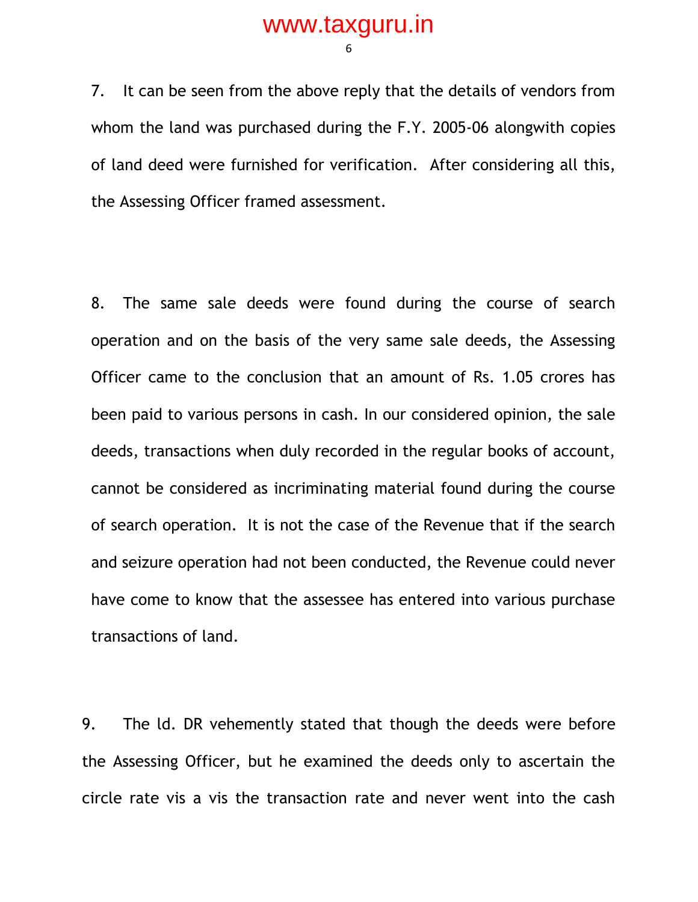7. It can be seen from the above reply that the details of vendors from whom the land was purchased during the F.Y. 2005-06 alongwith copies of land deed were furnished for verification. After considering all this, the Assessing Officer framed assessment.

8. The same sale deeds were found during the course of search operation and on the basis of the very same sale deeds, the Assessing Officer came to the conclusion that an amount of Rs. 1.05 crores has been paid to various persons in cash. In our considered opinion, the sale deeds, transactions when duly recorded in the regular books of account, cannot be considered as incriminating material found during the course of search operation. It is not the case of the Revenue that if the search and seizure operation had not been conducted, the Revenue could never have come to know that the assessee has entered into various purchase transactions of land.

9. The ld. DR vehemently stated that though the deeds were before the Assessing Officer, but he examined the deeds only to ascertain the circle rate vis a vis the transaction rate and never went into the cash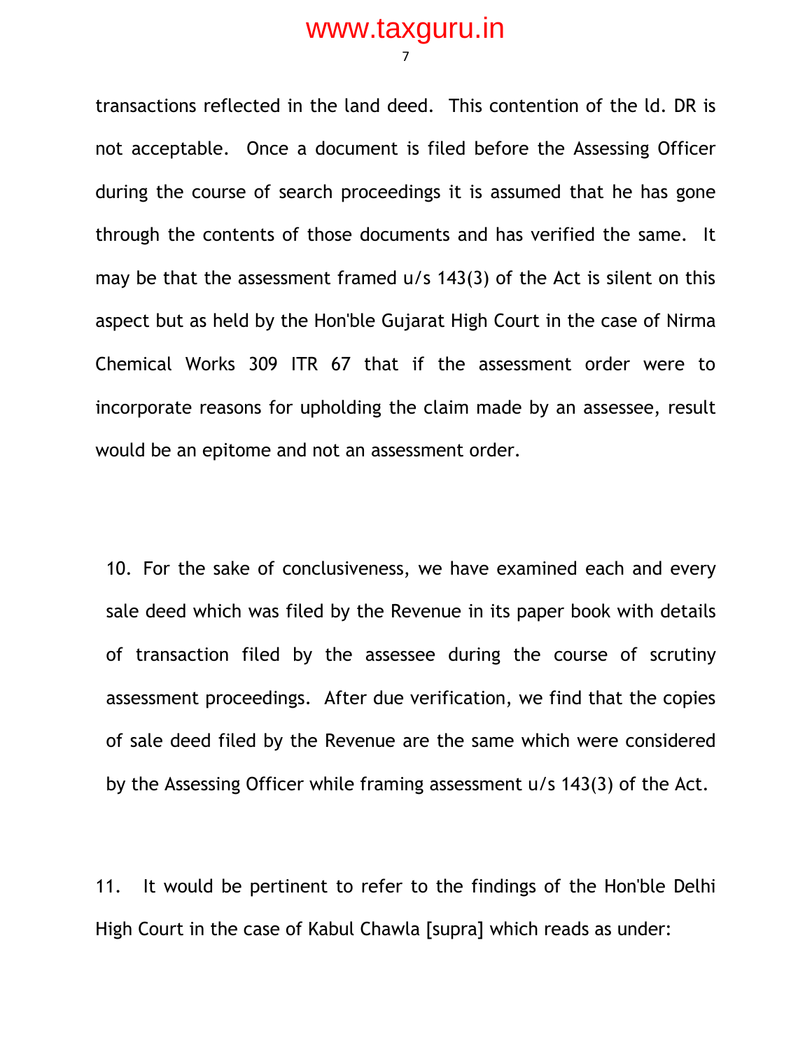transactions reflected in the land deed. This contention of the ld. DR is not acceptable. Once a document is filed before the Assessing Officer during the course of search proceedings it is assumed that he has gone through the contents of those documents and has verified the same. It may be that the assessment framed u/s 143(3) of the Act is silent on this aspect but as held by the Hon'ble Gujarat High Court in the case of Nirma Chemical Works 309 ITR 67 that if the assessment order were to incorporate reasons for upholding the claim made by an assessee, result would be an epitome and not an assessment order.

10. For the sake of conclusiveness, we have examined each and every sale deed which was filed by the Revenue in its paper book with details of transaction filed by the assessee during the course of scrutiny assessment proceedings. After due verification, we find that the copies of sale deed filed by the Revenue are the same which were considered by the Assessing Officer while framing assessment u/s 143(3) of the Act.

11. It would be pertinent to refer to the findings of the Hon'ble Delhi High Court in the case of Kabul Chawla [supra] which reads as under: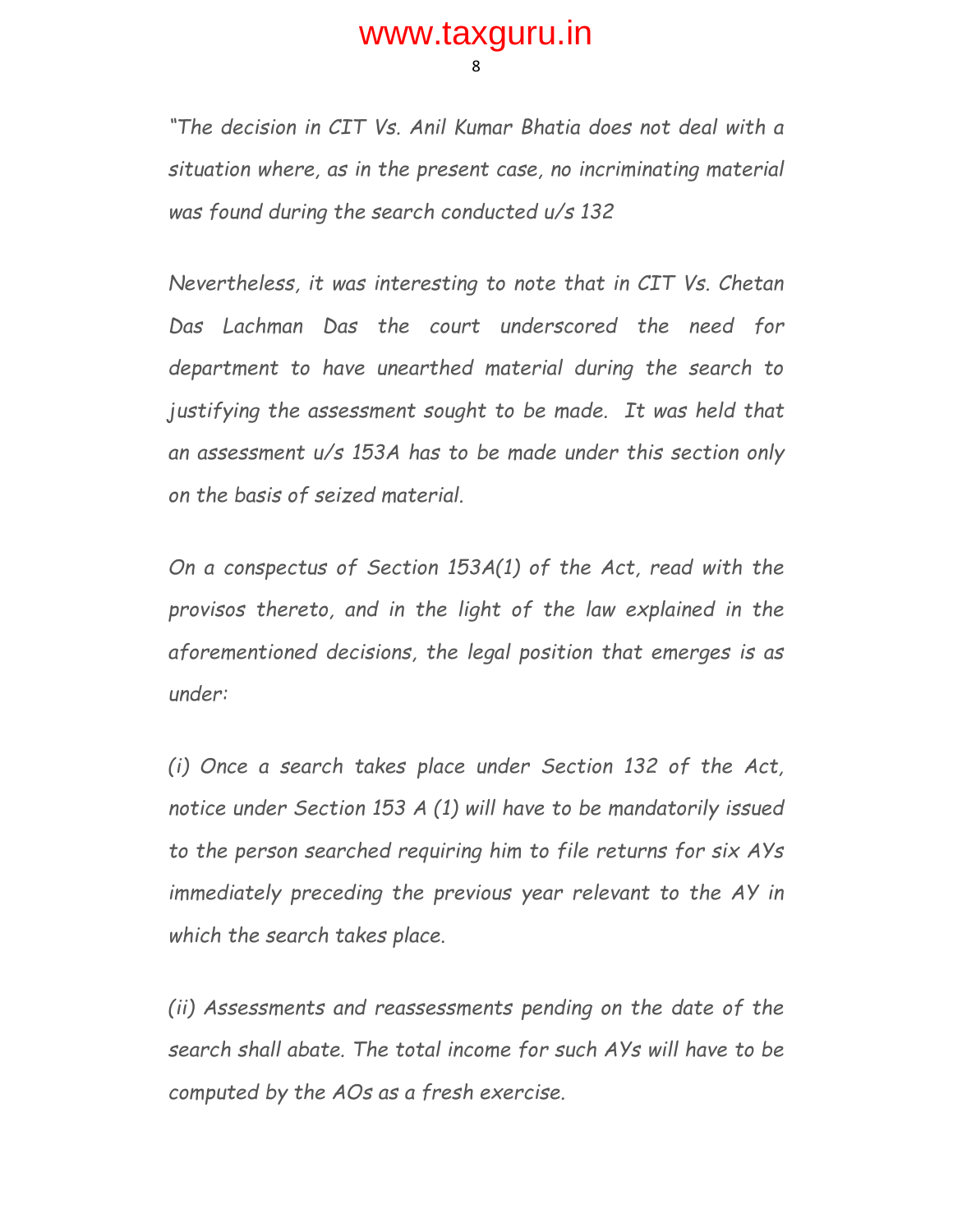*"The decision in CIT Vs. Anil Kumar Bhatia does not deal with a situation where, as in the present case, no incriminating material was found during the search conducted u/s 132*

*Nevertheless, it was interesting to note that in CIT Vs. Chetan Das Lachman Das the court underscored the need for department to have unearthed material during the search to justifying the assessment sought to be made. It was held that an assessment u/s 153A has to be made under this section only on the basis of seized material.*

*On a conspectus of Section 153A(1) of the Act, read with the provisos thereto, and in the light of the law explained in the aforementioned decisions, the legal position that emerges is as under:*

*(i) Once a search takes place under Section 132 of the Act, notice under Section 153 A (1) will have to be mandatorily issued to the person searched requiring him to file returns for six AYs immediately preceding the previous year relevant to the AY in which the search takes place.*

*(ii) Assessments and reassessments pending on the date of the search shall abate. The total income for such AYs will have to be computed by the AOs as a fresh exercise.*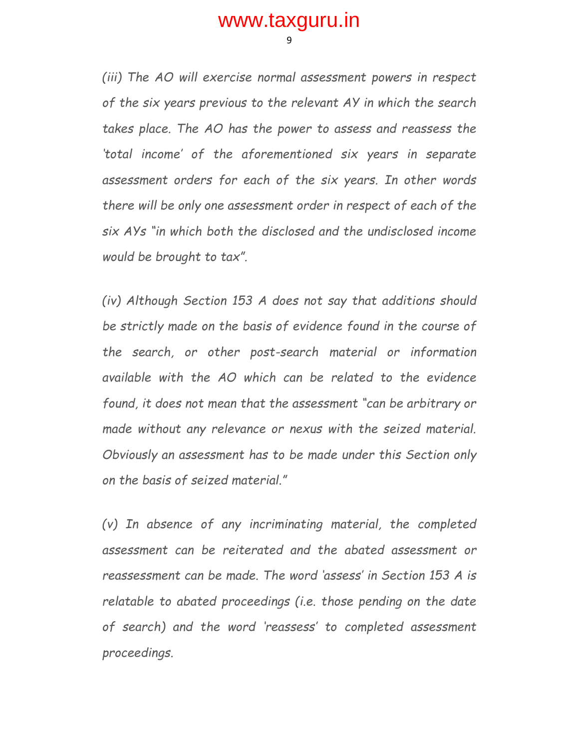*(iii) The AO will exercise normal assessment powers in respect of the six years previous to the relevant AY in which the search takes place. The AO has the power to assess and reassess the 'total income' of the aforementioned six years in separate assessment orders for each of the six years. In other words there will be only one assessment order in respect of each of the six AYs "in which both the disclosed and the undisclosed income would be brought to tax".*

*(iv) Although Section 153 A does not say that additions should be strictly made on the basis of evidence found in the course of the search, or other post-search material or information available with the AO which can be related to the evidence found, it does not mean that the assessment "can be arbitrary or made without any relevance or nexus with the seized material. Obviously an assessment has to be made under this Section only on the basis of seized material."*

*(v) In absence of any incriminating material, the completed assessment can be reiterated and the abated assessment or reassessment can be made. The word 'assess' in Section 153 A is relatable to abated proceedings (i.e. those pending on the date of search) and the word 'reassess' to completed assessment proceedings.*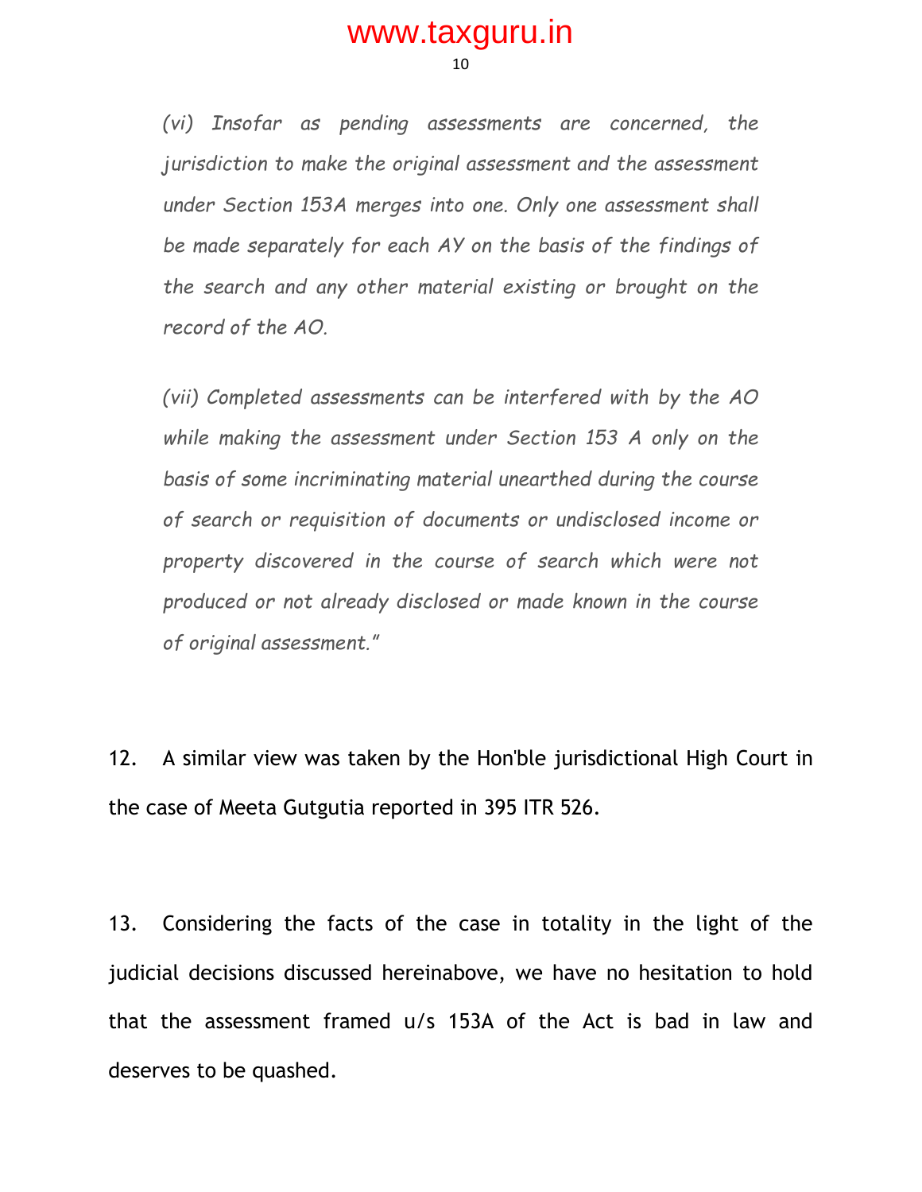> *(vi) Insofar as pending assessments are concerned, the jurisdiction to make the original assessment and the assessment under Section 153A merges into one. Only one assessment shall be made separately for each AY on the basis of the findings of the search and any other material existing or brought on the record of the AO.*
>
> *(vii) Completed assessments can be interfered with by the AO while making the assessment under Section 153 A only on the basis of some incriminating material unearthed during the course of search or requisition of documents or undisclosed income or property discovered in the course of search which were not produced or not already disclosed or made known in the course of original assessment."*

12. A similar view was taken by the Hon'ble jurisdictional High Court in the case of Meeta Gutgutia reported in 395 ITR 526.

13. Considering the facts of the case in totality in the light of the judicial decisions discussed hereinabove, we have no hesitation to hold that the assessment framed u/s 153A of the Act is bad in law and deserves to be quashed.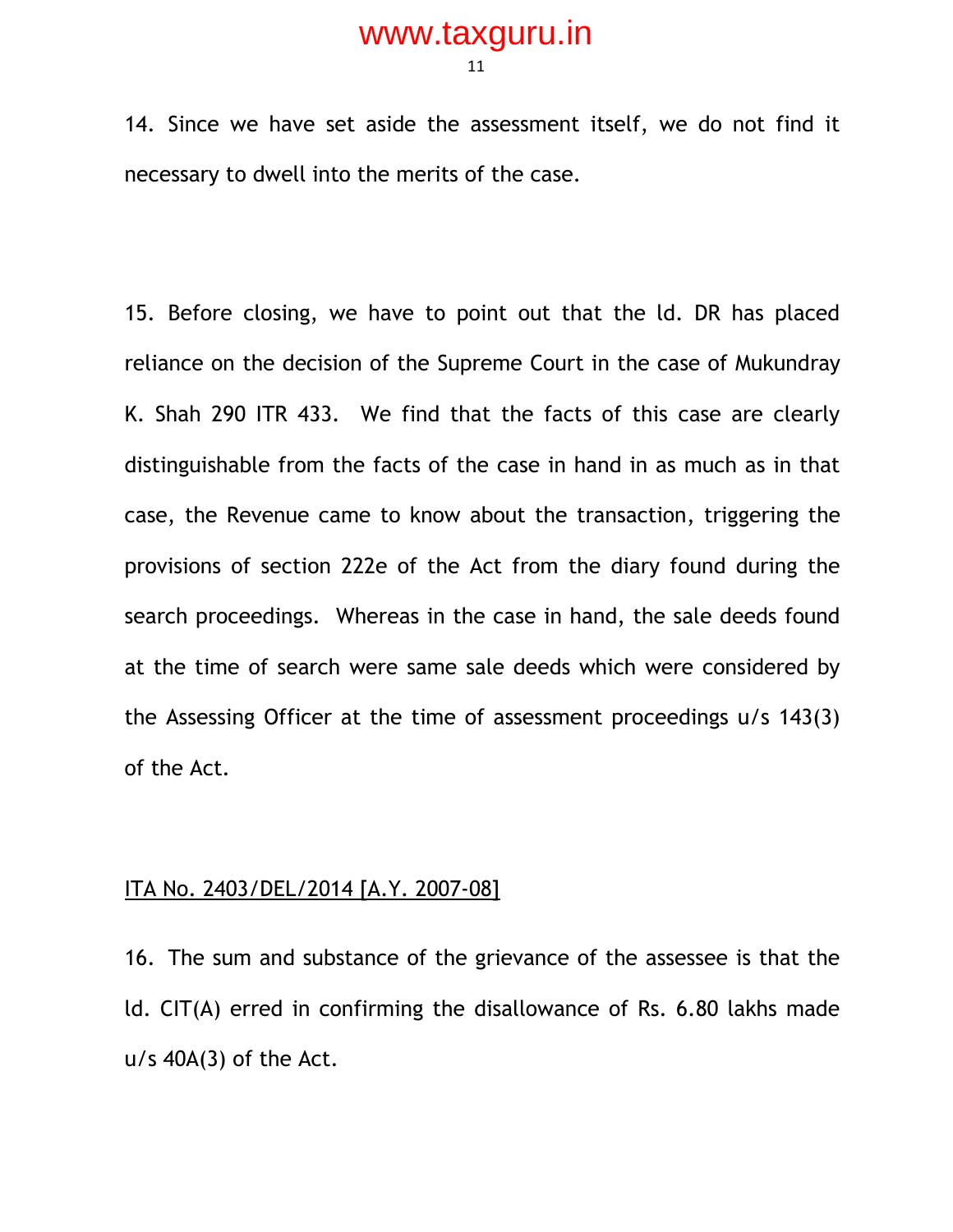14. Since we have set aside the assessment itself, we do not find it necessary to dwell into the merits of the case.

15. Before closing, we have to point out that the ld. DR has placed reliance on the decision of the Supreme Court in the case of Mukundray K. Shah 290 ITR 433. We find that the facts of this case are clearly distinguishable from the facts of the case in hand in as much as in that case, the Revenue came to know about the transaction, triggering the provisions of section 222e of the Act from the diary found during the search proceedings. Whereas in the case in hand, the sale deeds found at the time of search were same sale deeds which were considered by the Assessing Officer at the time of assessment proceedings u/s 143(3) of the Act.

<u>ITA No. 2403/DEL/2014 [A.Y. 2007-08]</u>

16. The sum and substance of the grievance of the assessee is that the ld. CIT(A) erred in confirming the disallowance of Rs. 6.80 lakhs made u/s 40A(3) of the Act.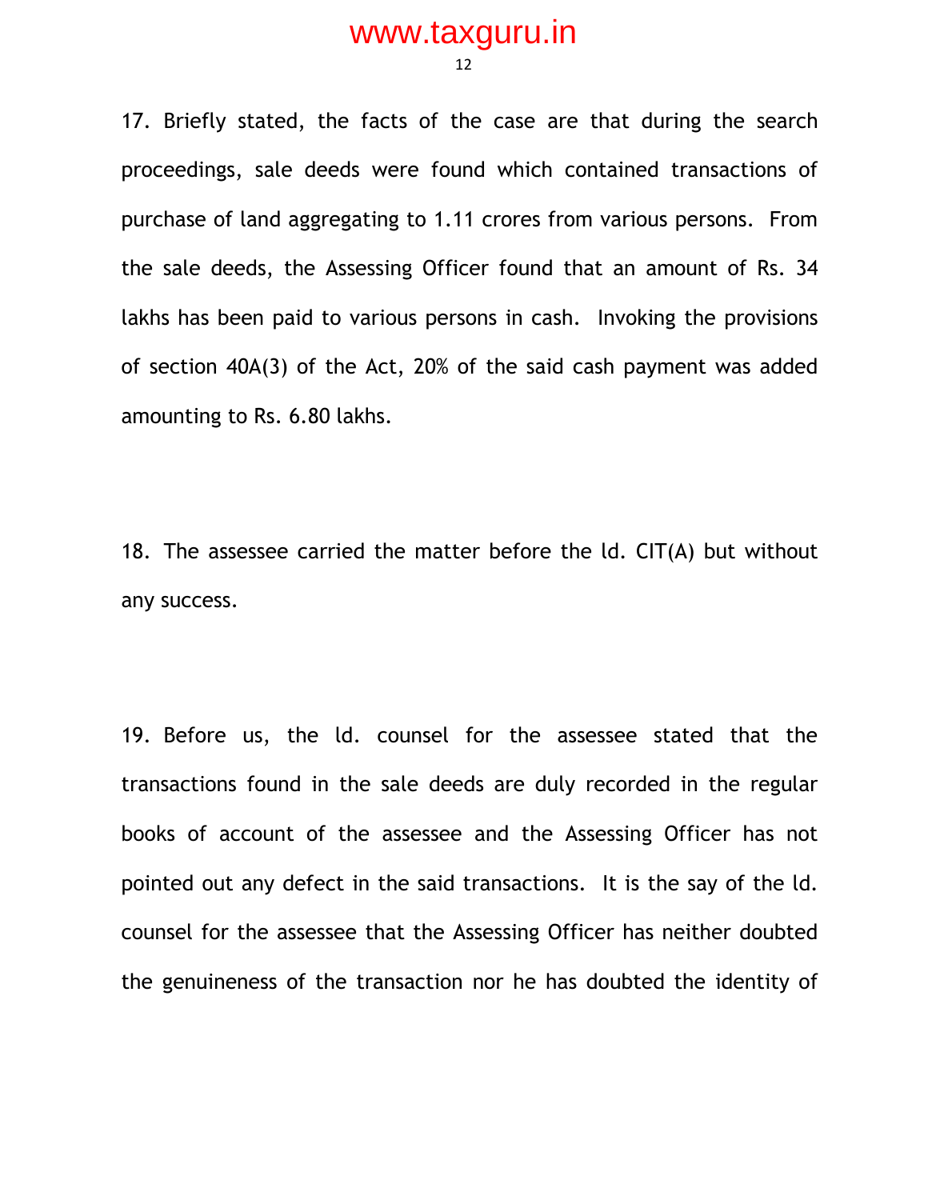17. Briefly stated, the facts of the case are that during the search proceedings, sale deeds were found which contained transactions of purchase of land aggregating to 1.11 crores from various persons. From the sale deeds, the Assessing Officer found that an amount of Rs. 34 lakhs has been paid to various persons in cash. Invoking the provisions of section 40A(3) of the Act, 20% of the said cash payment was added amounting to Rs. 6.80 lakhs.

18. The assessee carried the matter before the ld. CIT(A) but without any success.

19. Before us, the ld. counsel for the assessee stated that the transactions found in the sale deeds are duly recorded in the regular books of account of the assessee and the Assessing Officer has not pointed out any defect in the said transactions. It is the say of the ld. counsel for the assessee that the Assessing Officer has neither doubted the genuineness of the transaction nor he has doubted the identity of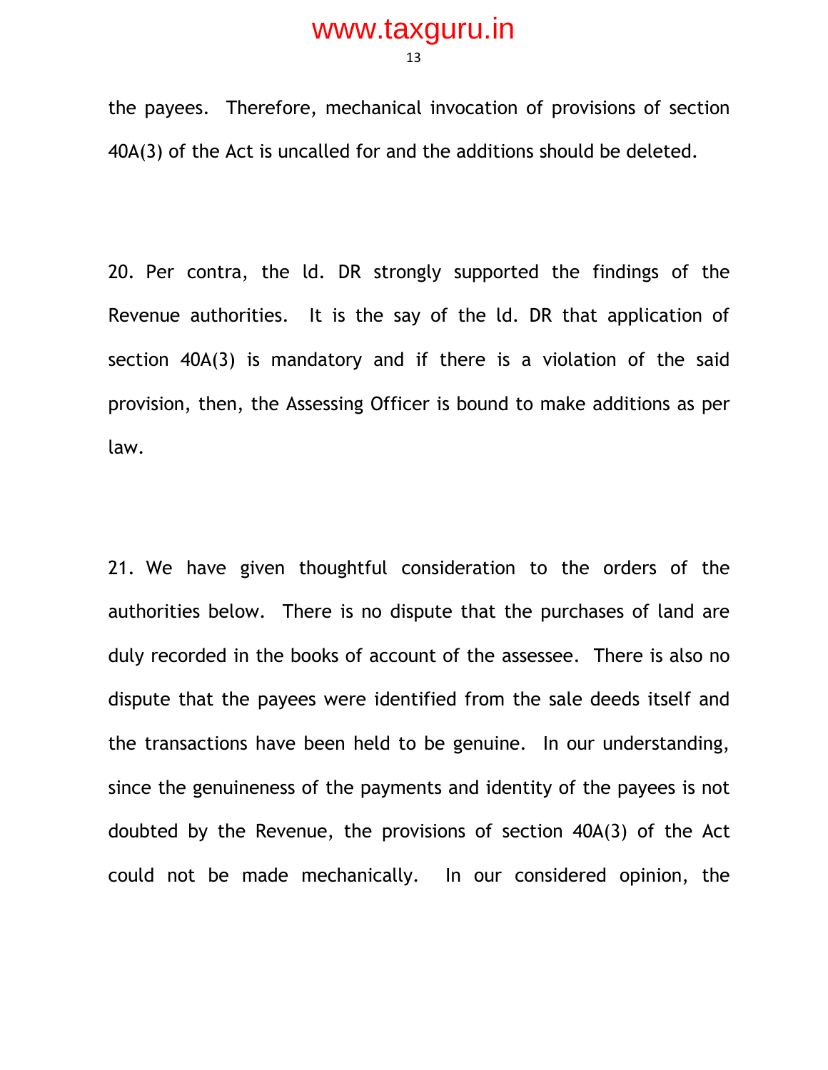the payees. Therefore, mechanical invocation of provisions of section 40A(3) of the Act is uncalled for and the additions should be deleted.

20. Per contra, the ld. DR strongly supported the findings of the Revenue authorities. It is the say of the ld. DR that application of section 40A(3) is mandatory and if there is a violation of the said provision, then, the Assessing Officer is bound to make additions as per law.

21. We have given thoughtful consideration to the orders of the authorities below. There is no dispute that the purchases of land are duly recorded in the books of account of the assessee. There is also no dispute that the payees were identified from the sale deeds itself and the transactions have been held to be genuine. In our understanding, since the genuineness of the payments and identity of the payees is not doubted by the Revenue, the provisions of section 40A(3) of the Act could not be made mechanically. In our considered opinion, the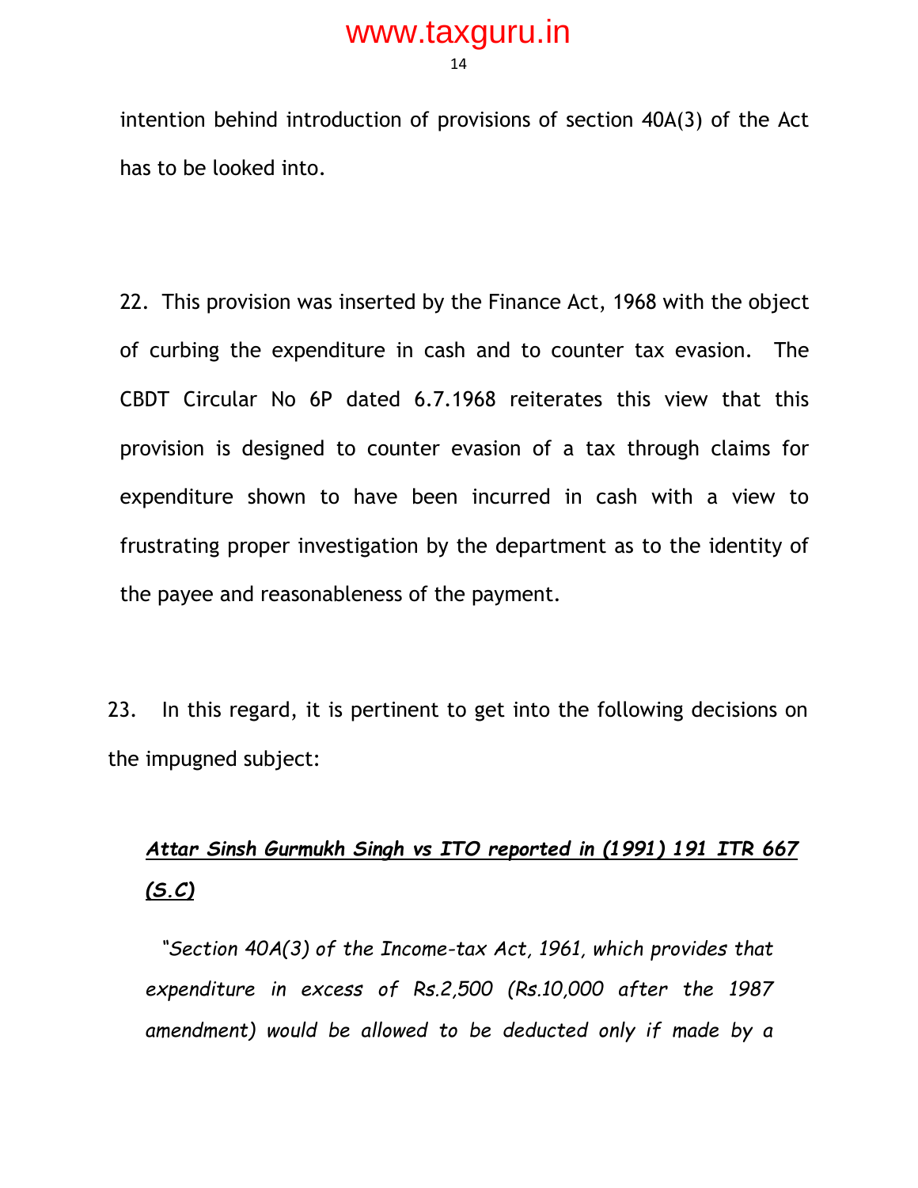intention behind introduction of provisions of section 40A(3) of the Act has to be looked into.

22. This provision was inserted by the Finance Act, 1968 with the object of curbing the expenditure in cash and to counter tax evasion. The CBDT Circular No 6P dated 6.7.1968 reiterates this view that this provision is designed to counter evasion of a tax through claims for expenditure shown to have been incurred in cash with a view to frustrating proper investigation by the department as to the identity of the payee and reasonableness of the payment.

23. In this regard, it is pertinent to get into the following decisions on the impugned subject:

***<u>Attar Sinsh Gurmukh Singh vs ITO reported in (1991) 191 ITR 667 (S.C)</u>***

*"Section 40A(3) of the Income-tax Act, 1961, which provides that expenditure in excess of Rs.2,500 (Rs.10,000 after the 1987 amendment) would be allowed to be deducted only if made by a*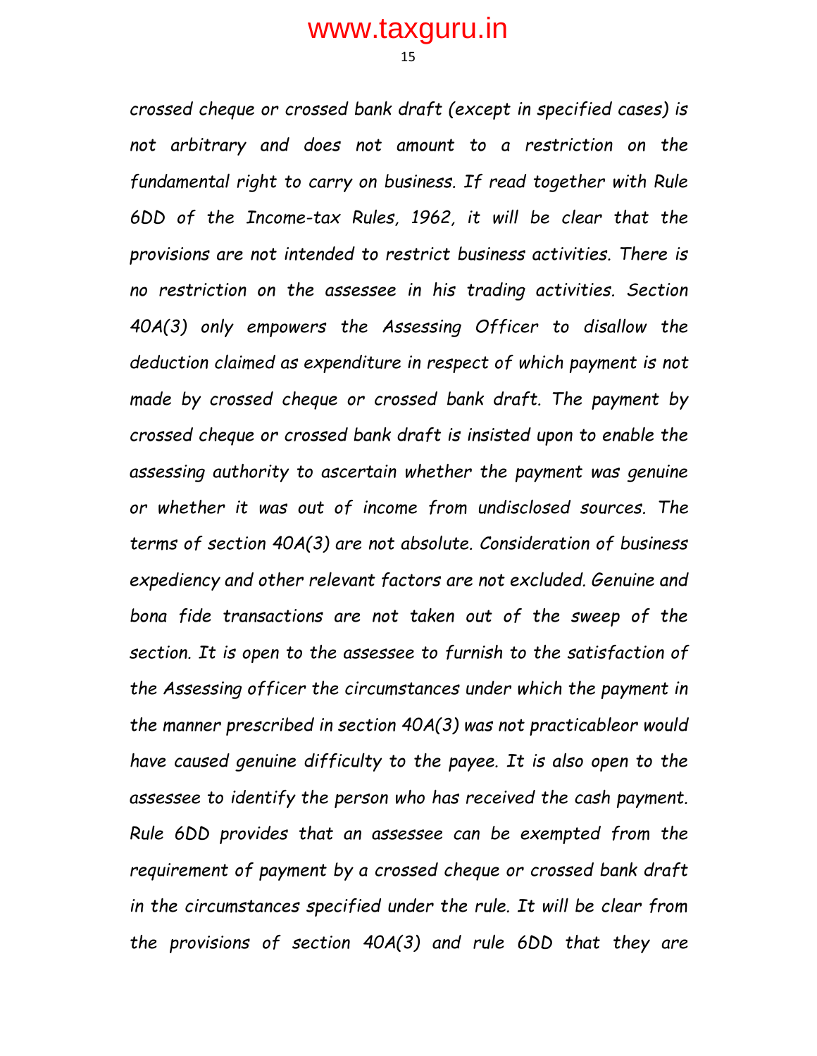*crossed cheque or crossed bank draft (except in specified cases) is not arbitrary and does not amount to a restriction on the fundamental right to carry on business. If read together with Rule 6DD of the Income-tax Rules, 1962, it will be clear that the provisions are not intended to restrict business activities. There is no restriction on the assessee in his trading activities. Section 40A(3) only empowers the Assessing Officer to disallow the deduction claimed as expenditure in respect of which payment is not made by crossed cheque or crossed bank draft. The payment by crossed cheque or crossed bank draft is insisted upon to enable the assessing authority to ascertain whether the payment was genuine or whether it was out of income from undisclosed sources. The terms of section 40A(3) are not absolute. Consideration of business expediency and other relevant factors are not excluded. Genuine and bona fide transactions are not taken out of the sweep of the section. It is open to the assessee to furnish to the satisfaction of the Assessing officer the circumstances under which the payment in the manner prescribed in section 40A(3) was not practicableor would have caused genuine difficulty to the payee. It is also open to the assessee to identify the person who has received the cash payment. Rule 6DD provides that an assessee can be exempted from the requirement of payment by a crossed cheque or crossed bank draft in the circumstances specified under the rule. It will be clear from the provisions of section 40A(3) and rule 6DD that they are*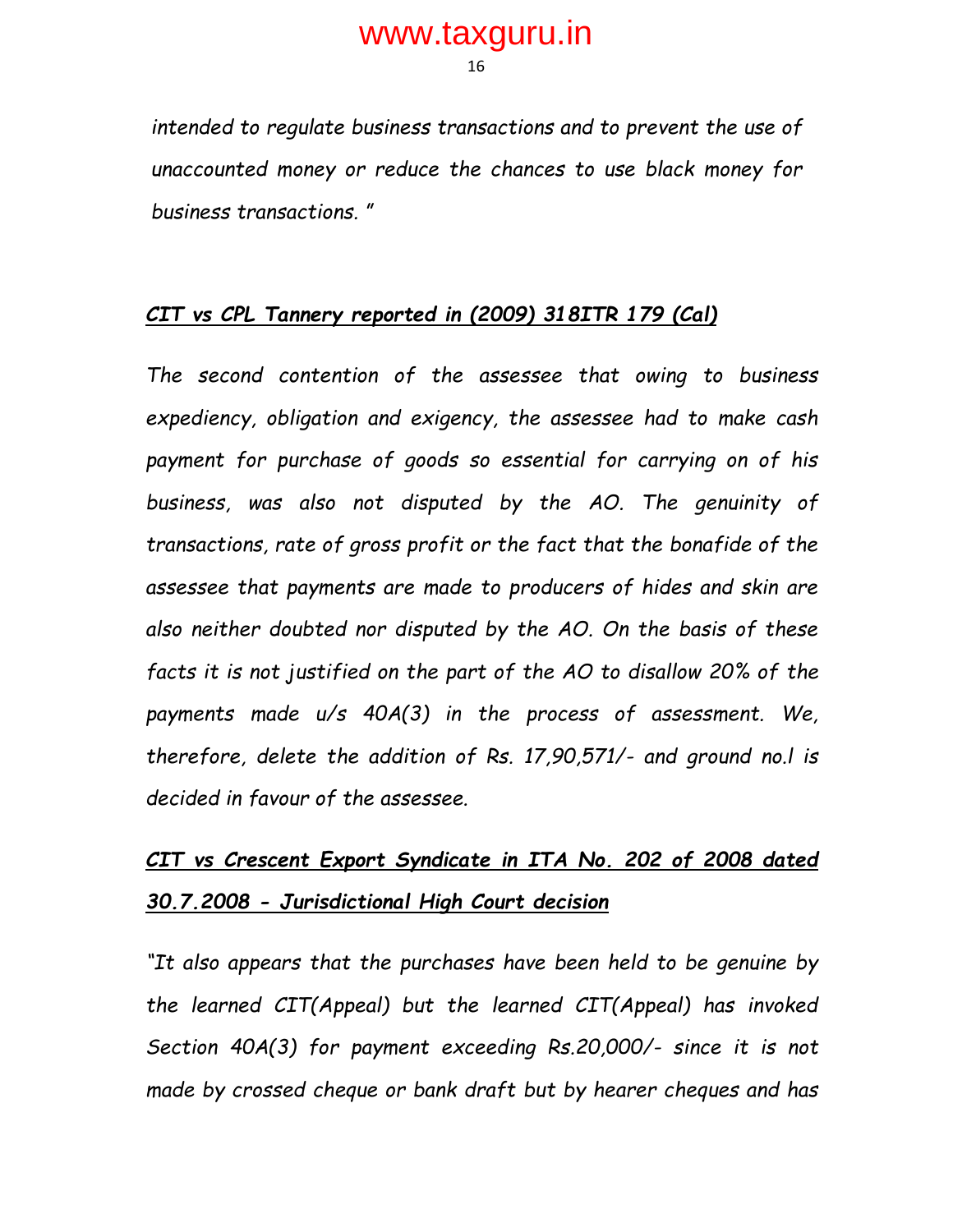*intended to regulate business transactions and to prevent the use of unaccounted money or reduce the chances to use black money for business transactions. "*

***CIT vs CPL Tannery reported in (2009) 318ITR 179 (Cal)***

*The second contention of the assessee that owing to business expediency, obligation and exigency, the assessee had to make cash payment for purchase of goods so essential for carrying on of his business, was also not disputed by the AO. The genuinity of transactions, rate of gross profit or the fact that the bonafide of the assessee that payments are made to producers of hides and skin are also neither doubted nor disputed by the AO. On the basis of these facts it is not justified on the part of the AO to disallow 20% of the payments made u/s 40A(3) in the process of assessment. We, therefore, delete the addition of Rs. 17,90,571/- and ground no.l is decided in favour of the assessee.*

***CIT vs Crescent Export Syndicate in ITA No. 202 of 2008 dated 30.7.2008 - Jurisdictional High Court decision***

*"It also appears that the purchases have been held to be genuine by the learned CIT(Appeal) but the learned CIT(Appeal) has invoked Section 40A(3) for payment exceeding Rs.20,000/- since it is not made by crossed cheque or bank draft but by hearer cheques and has*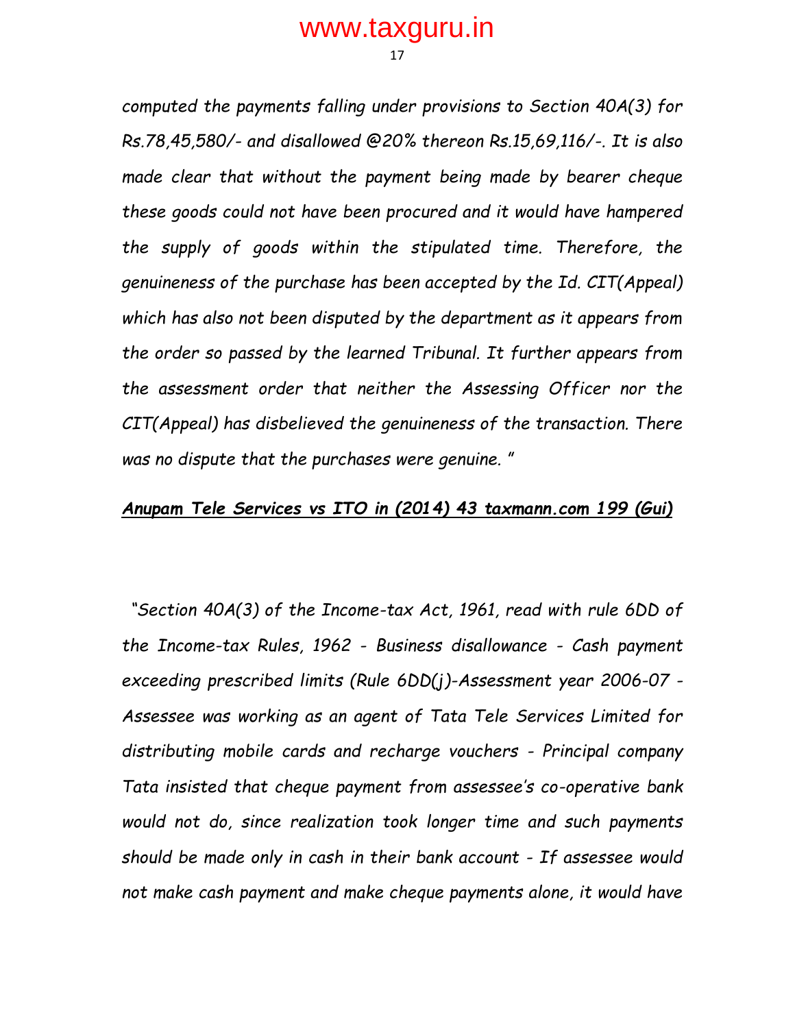*computed the payments falling under provisions to Section 40A(3) for Rs.78,45,580/- and disallowed @20% thereon Rs.15,69,116/-. It is also made clear that without the payment being made by bearer cheque these goods could not have been procured and it would have hampered the supply of goods within the stipulated time. Therefore, the genuineness of the purchase has been accepted by the Id. CIT(Appeal) which has also not been disputed by the department as it appears from the order so passed by the learned Tribunal. It further appears from the assessment order that neither the Assessing Officer nor the CIT(Appeal) has disbelieved the genuineness of the transaction. There was no dispute that the purchases were genuine. "*

***Anupam Tele Services vs ITO in (2014) 43 taxmann.com 199 (Gui)***

*"Section 40A(3) of the Income-tax Act, 1961, read with rule 6DD of the Income-tax Rules, 1962 - Business disallowance - Cash payment exceeding prescribed limits (Rule 6DD(j)-Assessment year 2006-07 - Assessee was working as an agent of Tata Tele Services Limited for distributing mobile cards and recharge vouchers - Principal company Tata insisted that cheque payment from assessee's co-operative bank would not do, since realization took longer time and such payments should be made only in cash in their bank account - If assessee would not make cash payment and make cheque payments alone, it would have*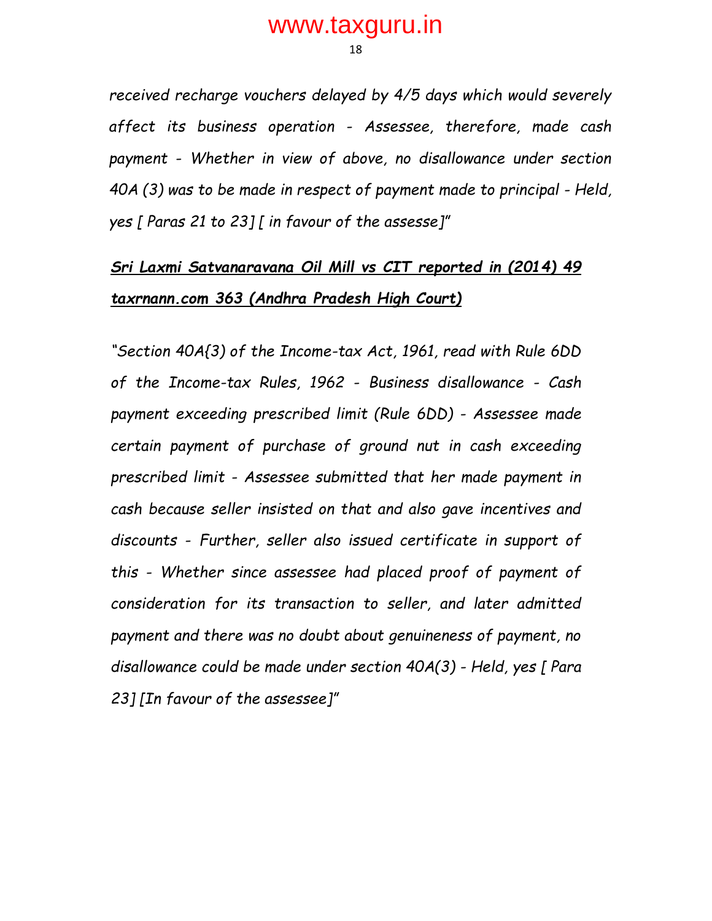*received recharge vouchers delayed by 4/5 days which would severely affect its business operation - Assessee, therefore, made cash payment - Whether in view of above, no disallowance under section 40A (3) was to be made in respect of payment made to principal - Held, yes [ Paras 21 to 23] [ in favour of the assesse]"*

***<u>Sri Laxmi Satvanaravana Oil Mill vs CIT reported in (2014) 49 taxrnann.com 363 (Andhra Pradesh High Court)</u>***

*"Section 40A{3) of the Income-tax Act, 1961, read with Rule 6DD of the Income-tax Rules, 1962 - Business disallowance - Cash payment exceeding prescribed limit (Rule 6DD) - Assessee made certain payment of purchase of ground nut in cash exceeding prescribed limit - Assessee submitted that her made payment in cash because seller insisted on that and also gave incentives and discounts - Further, seller also issued certificate in support of this - Whether since assessee had placed proof of payment of consideration for its transaction to seller, and later admitted payment and there was no doubt about genuineness of payment, no disallowance could be made under section 40A(3) - Held, yes [ Para 23] [In favour of the assessee]"*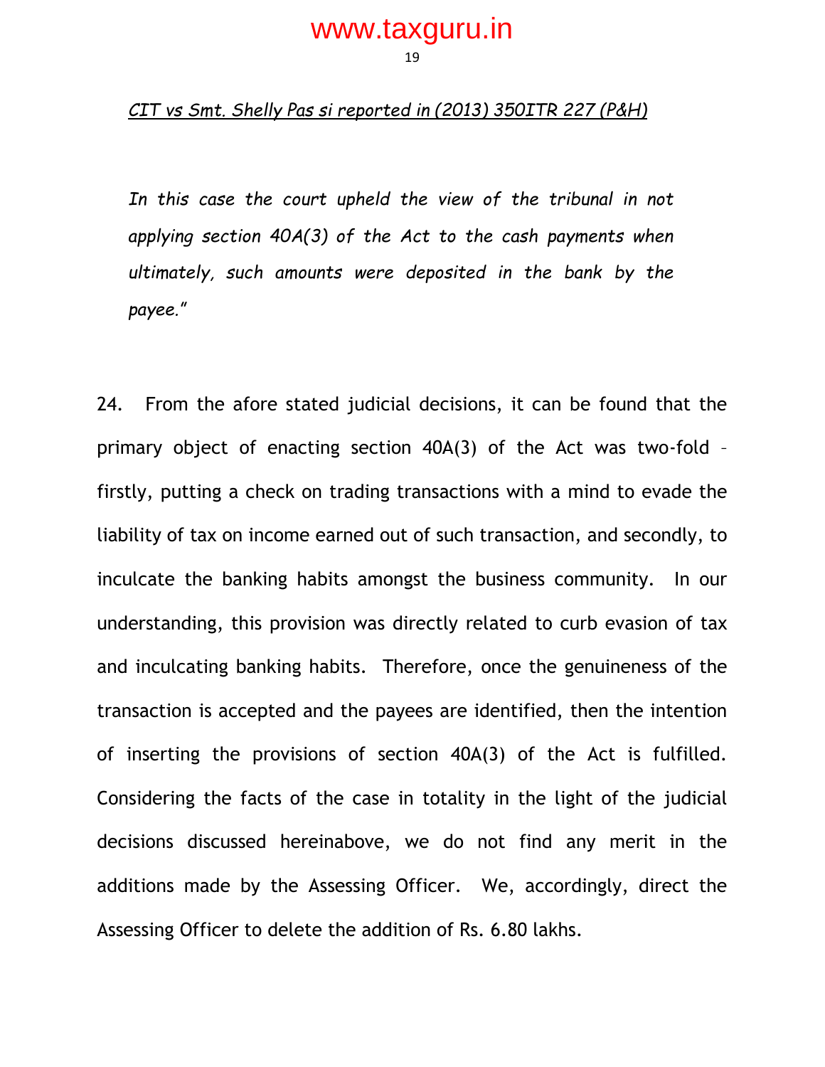*CIT vs Smt. Shelly Pas si reported in (2013) 350ITR 227 (P&H)*

*In this case the court upheld the view of the tribunal in not applying section 40A(3) of the Act to the cash payments when ultimately, such amounts were deposited in the bank by the payee."*

24. From the afore stated judicial decisions, it can be found that the primary object of enacting section 40A(3) of the Act was two-fold – firstly, putting a check on trading transactions with a mind to evade the liability of tax on income earned out of such transaction, and secondly, to inculcate the banking habits amongst the business community. In our understanding, this provision was directly related to curb evasion of tax and inculcating banking habits. Therefore, once the genuineness of the transaction is accepted and the payees are identified, then the intention of inserting the provisions of section 40A(3) of the Act is fulfilled. Considering the facts of the case in totality in the light of the judicial decisions discussed hereinabove, we do not find any merit in the additions made by the Assessing Officer. We, accordingly, direct the Assessing Officer to delete the addition of Rs. 6.80 lakhs.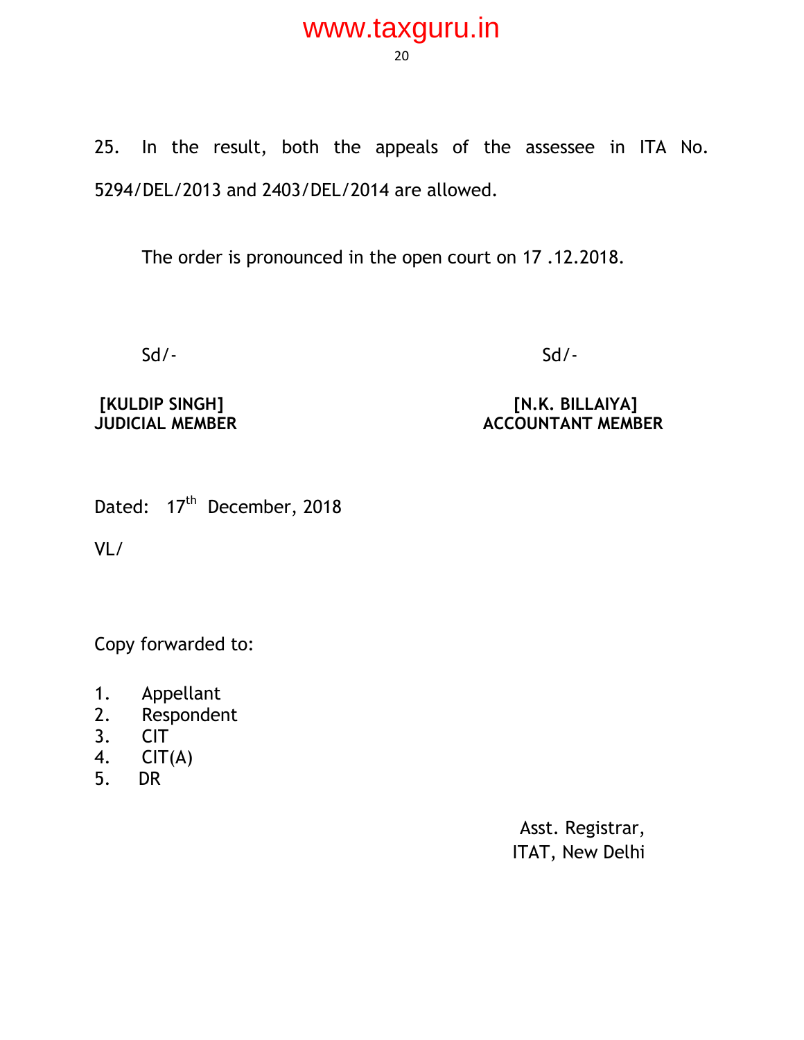25. In the result, both the appeals of the assessee in ITA No. 5294/DEL/2013 and 2403/DEL/2014 are allowed.

The order is pronounced in the open court on 17 .12.2018.

| Sd/- | Sd/- |
|---|---|
| **[KULDIP SINGH]** | **[N.K. BILLAIYA]** |
| **JUDICIAL MEMBER** | **ACCOUNTANT MEMBER** |

Dated: 17th December, 2018

VL/

Copy forwarded to:

1. Appellant
2. Respondent
3. CIT
4. CIT(A)
5. DR

Asst. Registrar,
ITAT, New Delhi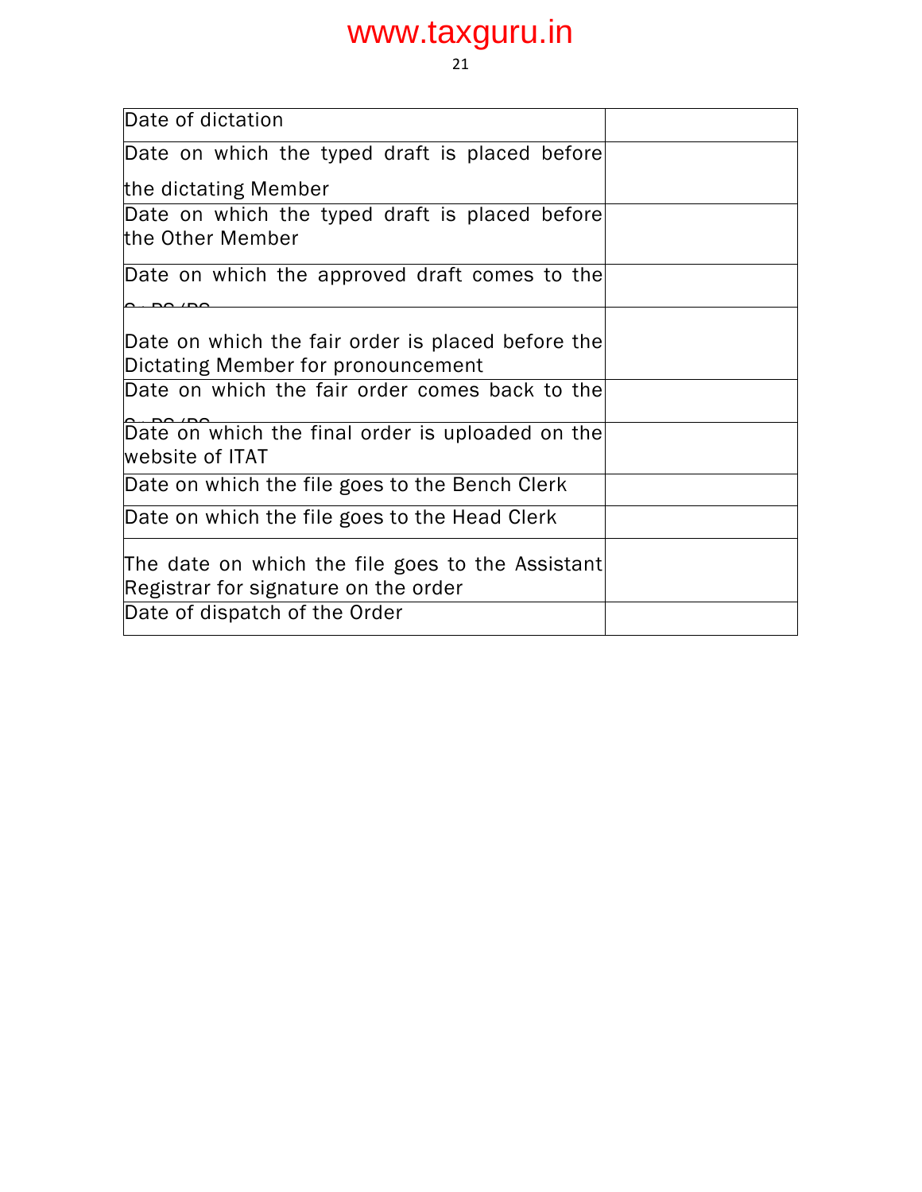| | |
|---|---|
| Date of dictation | |
| Date on which the typed draft is placed before the dictating Member | |
| Date on which the typed draft is placed before the Other Member | |
| Date on which the approved draft comes to the Sr.PS/PS | |
| Date on which the fair order is placed before the Dictating Member for pronouncement | |
| Date on which the fair order comes back to the Sr.PS/PS | |
| Date on which the final order is uploaded on the website of ITAT | |
| Date on which the file goes to the Bench Clerk | |
| Date on which the file goes to the Head Clerk | |
| The date on which the file goes to the Assistant Registrar for signature on the order | |
| Date of dispatch of the Order | |